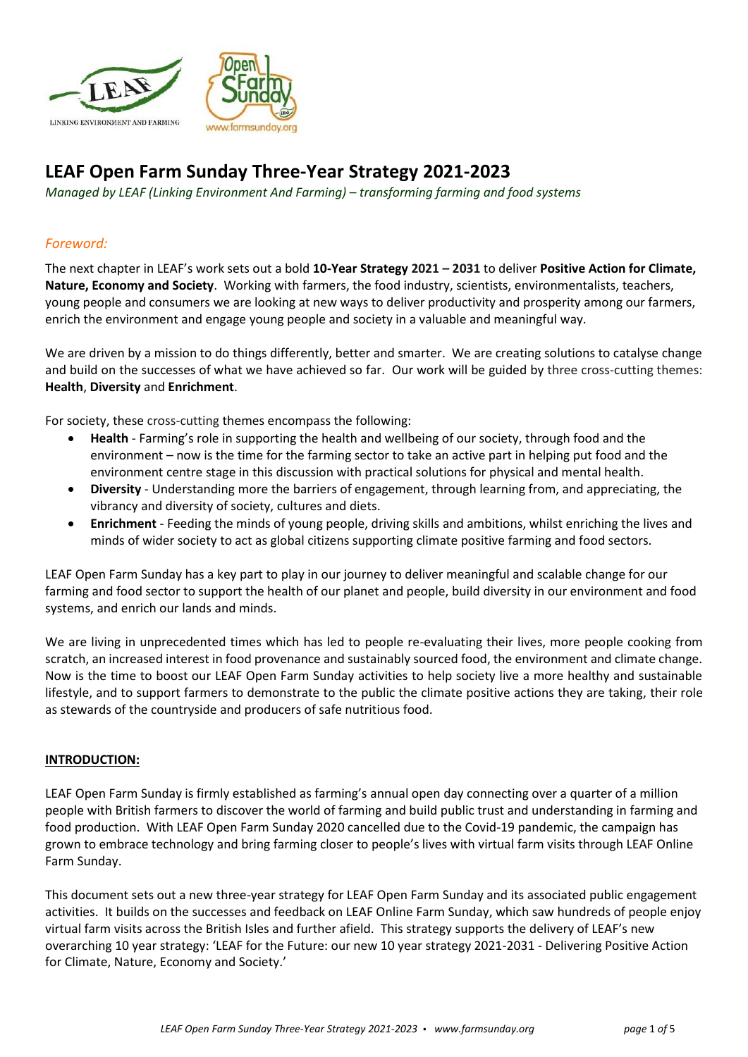# LEAF Open Farm Sunday Three-Year Strategy 2021-2023

*Managed by LEAF (Linking Environment And Farming) – transforming farming and food systems*

## *Foreword:*

The next chapter in LEAF's work sets out a bold **10-Year Strategy 2021 – 2031** to deliver **Positive Action for Climate, Nature, Economy and Society**. Working with farmers, the food industry, scientists, environmentalists, teachers, young people and consumers we are looking at new ways to deliver productivity and prosperity among our farmers, enrich the environment and engage young people and society in a valuable and meaningful way.

We are driven by a mission to do things differently, better and smarter. We are creating solutions to catalyse change and build on the successes of what we have achieved so far. Our work will be guided by three cross-cutting themes: **Health**, **Diversity** and **Enrichment**.

For society, these cross-cutting themes encompass the following:

- **Health** - Farming's role in supporting the health and wellbeing of our society, through food and the environment – now is the time for the farming sector to take an active part in helping put food and the environment centre stage in this discussion with practical solutions for physical and mental health.
- **Diversity** - Understanding more the barriers of engagement, through learning from, and appreciating, the vibrancy and diversity of society, cultures and diets.
- **Enrichment** - Feeding the minds of young people, driving skills and ambitions, whilst enriching the lives and minds of wider society to act as global citizens supporting climate positive farming and food sectors.

LEAF Open Farm Sunday has a key part to play in our journey to deliver meaningful and scalable change for our farming and food sector to support the health of our planet and people, build diversity in our environment and food systems, and enrich our lands and minds.

We are living in unprecedented times which has led to people re-evaluating their lives, more people cooking from scratch, an increased interest in food provenance and sustainably sourced food, the environment and climate change. Now is the time to boost our LEAF Open Farm Sunday activities to help society live a more healthy and sustainable lifestyle, and to support farmers to demonstrate to the public the climate positive actions they are taking, their role as stewards of the countryside and producers of safe nutritious food.

## INTRODUCTION:

LEAF Open Farm Sunday is firmly established as farming's annual open day connecting over a quarter of a million people with British farmers to discover the world of farming and build public trust and understanding in farming and food production. With LEAF Open Farm Sunday 2020 cancelled due to the Covid-19 pandemic, the campaign has grown to embrace technology and bring farming closer to people's lives with virtual farm visits through LEAF Online Farm Sunday.

This document sets out a new three-year strategy for LEAF Open Farm Sunday and its associated public engagement activities. It builds on the successes and feedback on LEAF Online Farm Sunday, which saw hundreds of people enjoy virtual farm visits across the British Isles and further afield. This strategy supports the delivery of LEAF's new overarching 10 year strategy: 'LEAF for the Future: our new 10 year strategy 2021-2031 - Delivering Positive Action for Climate, Nature, Economy and Society.'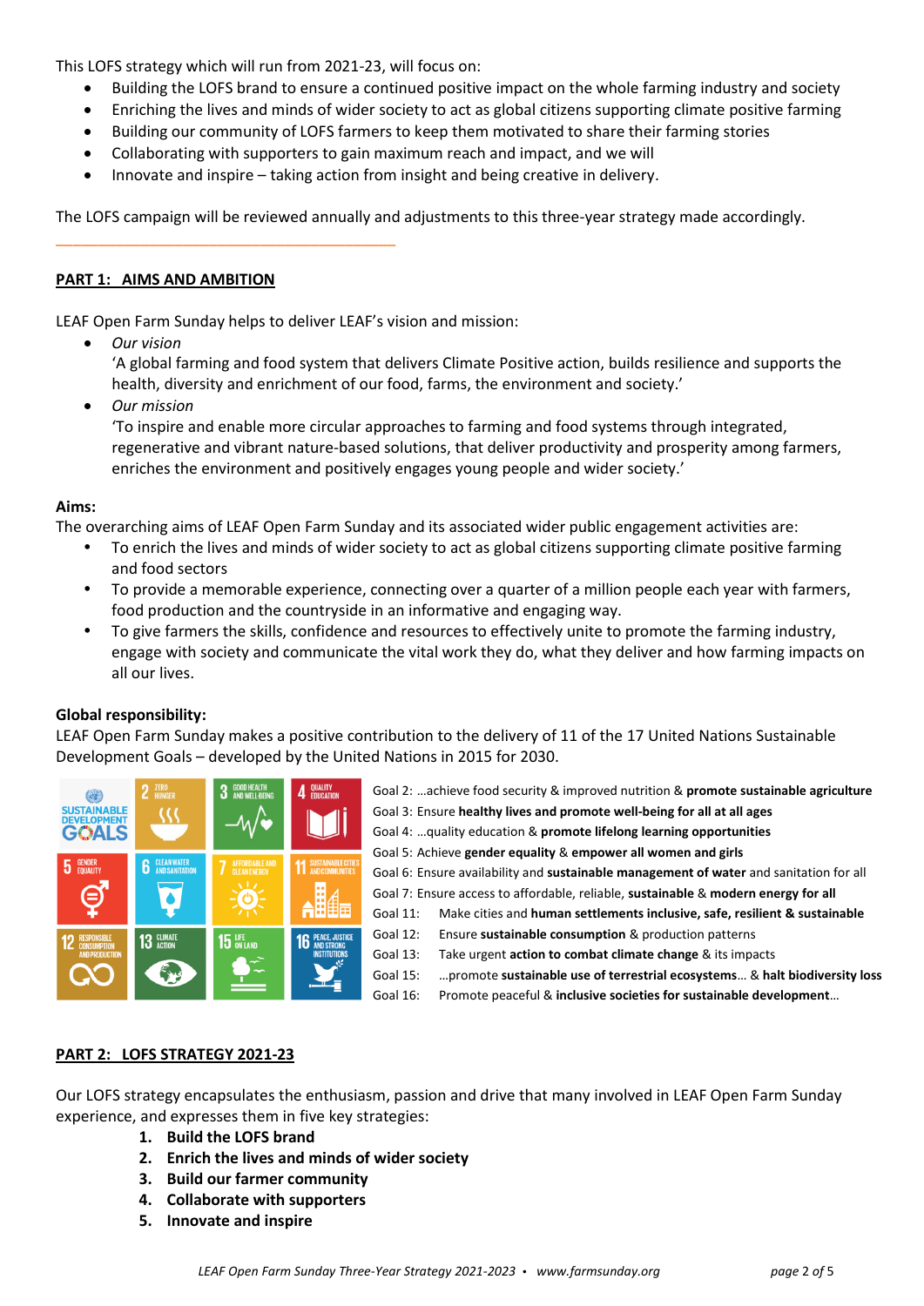This LOFS strategy which will run from 2021-23, will focus on:

- Building the LOFS brand to ensure a continued positive impact on the whole farming industry and society
- Enriching the lives and minds of wider society to act as global citizens supporting climate positive farming
- Building our community of LOFS farmers to keep them motivated to share their farming stories
- Collaborating with supporters to gain maximum reach and impact, and we will
- Innovate and inspire – taking action from insight and being creative in delivery.

The LOFS campaign will be reviewed annually and adjustments to this three-year strategy made accordingly.

---

## PART 1: AIMS AND AMBITION

LEAF Open Farm Sunday helps to deliver LEAF's vision and mission:

- *Our vision*
  'A global farming and food system that delivers Climate Positive action, builds resilience and supports the health, diversity and enrichment of our food, farms, the environment and society.'
- *Our mission*
  'To inspire and enable more circular approaches to farming and food systems through integrated, regenerative and vibrant nature-based solutions, that deliver productivity and prosperity among farmers, enriches the environment and positively engages young people and wider society.'

**Aims:**

The overarching aims of LEAF Open Farm Sunday and its associated wider public engagement activities are:

- To enrich the lives and minds of wider society to act as global citizens supporting climate positive farming and food sectors
- To provide a memorable experience, connecting over a quarter of a million people each year with farmers, food production and the countryside in an informative and engaging way.
- To give farmers the skills, confidence and resources to effectively unite to promote the farming industry, engage with society and communicate the vital work they do, what they deliver and how farming impacts on all our lives.

**Global responsibility:**

LEAF Open Farm Sunday makes a positive contribution to the delivery of 11 of the 17 United Nations Sustainable Development Goals – developed by the United Nations in 2015 for 2030.

Goal 2: …achieve food security & improved nutrition & **promote sustainable agriculture**
Goal 3: Ensure **healthy lives and promote well-being for all at all ages**
Goal 4: …quality education & **promote lifelong learning opportunities**
Goal 5: Achieve **gender equality** & **empower all women and girls**
Goal 6: Ensure availability and **sustainable management of water** and sanitation for all
Goal 7: Ensure access to affordable, reliable, **sustainable** & **modern energy for all**
Goal 11: Make cities and **human settlements inclusive, safe, resilient & sustainable**
Goal 12: Ensure **sustainable consumption** & production patterns
Goal 13: Take urgent **action to combat climate change** & its impacts
Goal 15: …promote **sustainable use of terrestrial ecosystems**… & **halt biodiversity loss**
Goal 16: Promote peaceful & **inclusive societies for sustainable development**…

## PART 2: LOFS STRATEGY 2021-23

Our LOFS strategy encapsulates the enthusiasm, passion and drive that many involved in LEAF Open Farm Sunday experience, and expresses them in five key strategies:

1. **Build the LOFS brand**
2. **Enrich the lives and minds of wider society**
3. **Build our farmer community**
4. **Collaborate with supporters**
5. **Innovate and inspire**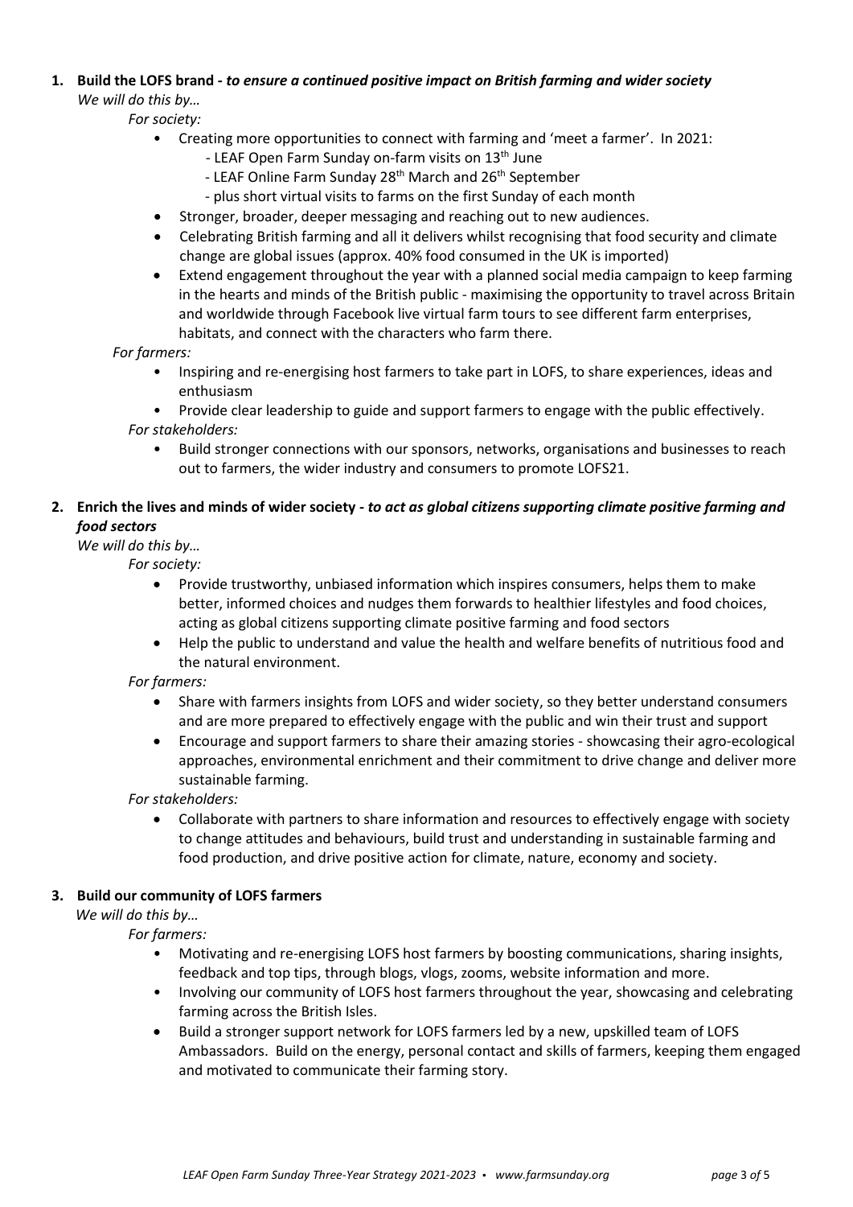1. **Build the LOFS brand -** ***to ensure a continued positive impact on British farming and wider society***

   *We will do this by…*

   *For society:*

   - Creating more opportunities to connect with farming and 'meet a farmer'. In 2021:
     - LEAF Open Farm Sunday on-farm visits on 13th June
     - LEAF Online Farm Sunday 28th March and 26th September
     - plus short virtual visits to farms on the first Sunday of each month
   - Stronger, broader, deeper messaging and reaching out to new audiences.
   - Celebrating British farming and all it delivers whilst recognising that food security and climate change are global issues (approx. 40% food consumed in the UK is imported)
   - Extend engagement throughout the year with a planned social media campaign to keep farming in the hearts and minds of the British public - maximising the opportunity to travel across Britain and worldwide through Facebook live virtual farm tours to see different farm enterprises, habitats, and connect with the characters who farm there.

   *For farmers:*

   - Inspiring and re-energising host farmers to take part in LOFS, to share experiences, ideas and enthusiasm
   - Provide clear leadership to guide and support farmers to engage with the public effectively.

   *For stakeholders:*

   - Build stronger connections with our sponsors, networks, organisations and businesses to reach out to farmers, the wider industry and consumers to promote LOFS21.

2. **Enrich the lives and minds of wider society -** ***to act as global citizens supporting climate positive farming and food sectors***

   *We will do this by…*

   *For society:*

   - Provide trustworthy, unbiased information which inspires consumers, helps them to make better, informed choices and nudges them forwards to healthier lifestyles and food choices, acting as global citizens supporting climate positive farming and food sectors
   - Help the public to understand and value the health and welfare benefits of nutritious food and the natural environment.

   *For farmers:*

   - Share with farmers insights from LOFS and wider society, so they better understand consumers and are more prepared to effectively engage with the public and win their trust and support
   - Encourage and support farmers to share their amazing stories - showcasing their agro-ecological approaches, environmental enrichment and their commitment to drive change and deliver more sustainable farming.

   *For stakeholders:*

   - Collaborate with partners to share information and resources to effectively engage with society to change attitudes and behaviours, build trust and understanding in sustainable farming and food production, and drive positive action for climate, nature, economy and society.

3. **Build our community of LOFS farmers**

   *We will do this by…*

   *For farmers:*

   - Motivating and re-energising LOFS host farmers by boosting communications, sharing insights, feedback and top tips, through blogs, vlogs, zooms, website information and more.
   - Involving our community of LOFS host farmers throughout the year, showcasing and celebrating farming across the British Isles.
   - Build a stronger support network for LOFS farmers led by a new, upskilled team of LOFS Ambassadors. Build on the energy, personal contact and skills of farmers, keeping them engaged and motivated to communicate their farming story.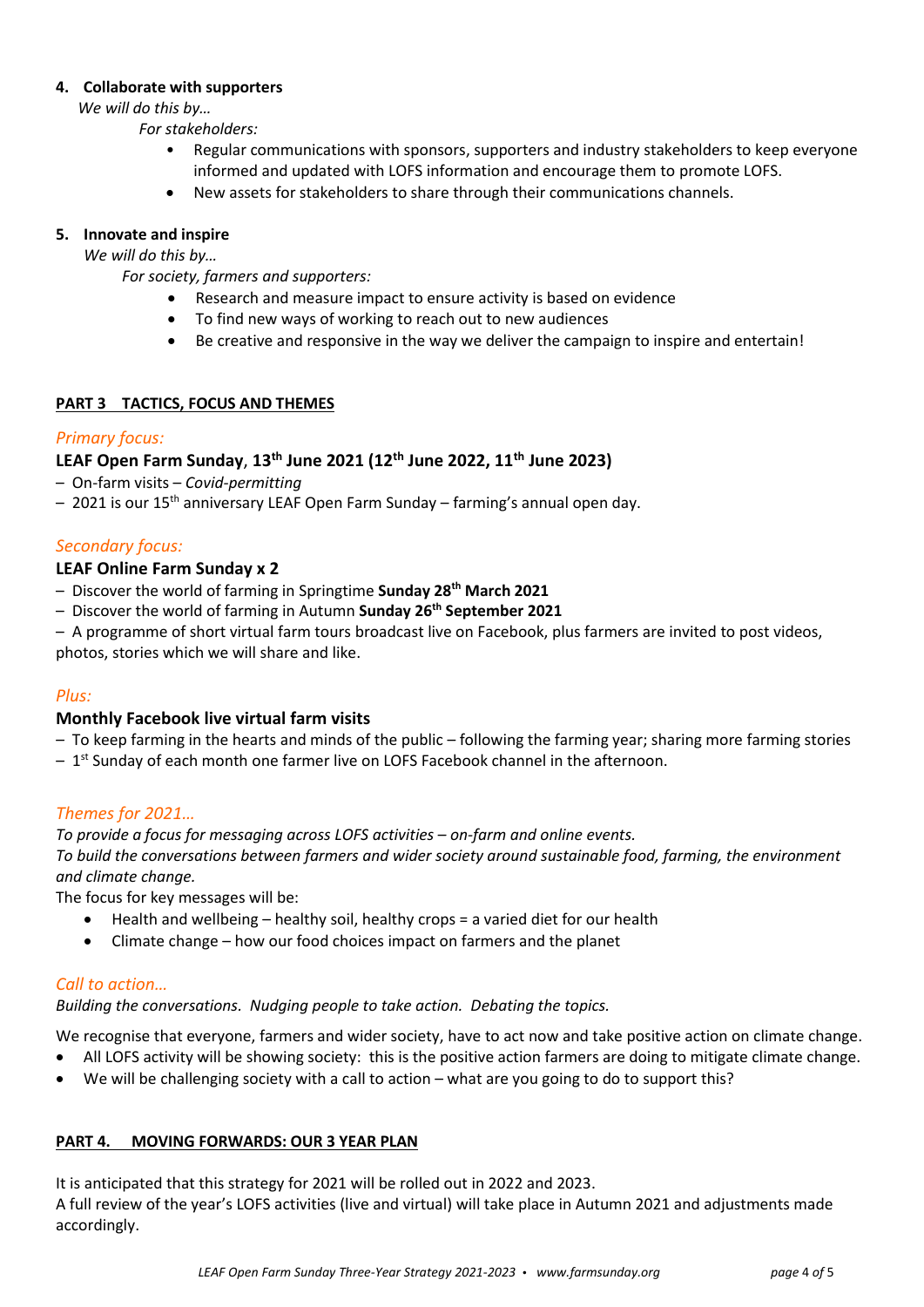4. **Collaborate with supporters**

   *We will do this by…*

   *For stakeholders:*

   - Regular communications with sponsors, supporters and industry stakeholders to keep everyone informed and updated with LOFS information and encourage them to promote LOFS.
   - New assets for stakeholders to share through their communications channels.

5. **Innovate and inspire**

   *We will do this by…*

   *For society, farmers and supporters:*

   - Research and measure impact to ensure activity is based on evidence
   - To find new ways of working to reach out to new audiences
   - Be creative and responsive in the way we deliver the campaign to inspire and entertain!

## PART 3 TACTICS, FOCUS AND THEMES

*Primary focus:*

**LEAF Open Farm Sunday**, **13th June 2021 (12th June 2022, 11th June 2023)**

– On-farm visits – *Covid-permitting*

– 2021 is our 15th anniversary LEAF Open Farm Sunday – farming's annual open day.

*Secondary focus:*

**LEAF Online Farm Sunday x 2**

– Discover the world of farming in Springtime **Sunday 28th March 2021**

– Discover the world of farming in Autumn **Sunday 26th September 2021**

– A programme of short virtual farm tours broadcast live on Facebook, plus farmers are invited to post videos, photos, stories which we will share and like.

*Plus:*

**Monthly Facebook live virtual farm visits**

– To keep farming in the hearts and minds of the public – following the farming year; sharing more farming stories

– 1st Sunday of each month one farmer live on LOFS Facebook channel in the afternoon.

*Themes for 2021…*

*To provide a focus for messaging across LOFS activities – on-farm and online events.*
*To build the conversations between farmers and wider society around sustainable food, farming, the environment and climate change.*

The focus for key messages will be:

- Health and wellbeing – healthy soil, healthy crops = a varied diet for our health
- Climate change – how our food choices impact on farmers and the planet

*Call to action…*

*Building the conversations. Nudging people to take action. Debating the topics.*

We recognise that everyone, farmers and wider society, have to act now and take positive action on climate change.

- All LOFS activity will be showing society: this is the positive action farmers are doing to mitigate climate change.
- We will be challenging society with a call to action – what are you going to do to support this?

## PART 4. MOVING FORWARDS: OUR 3 YEAR PLAN

It is anticipated that this strategy for 2021 will be rolled out in 2022 and 2023.
A full review of the year's LOFS activities (live and virtual) will take place in Autumn 2021 and adjustments made accordingly.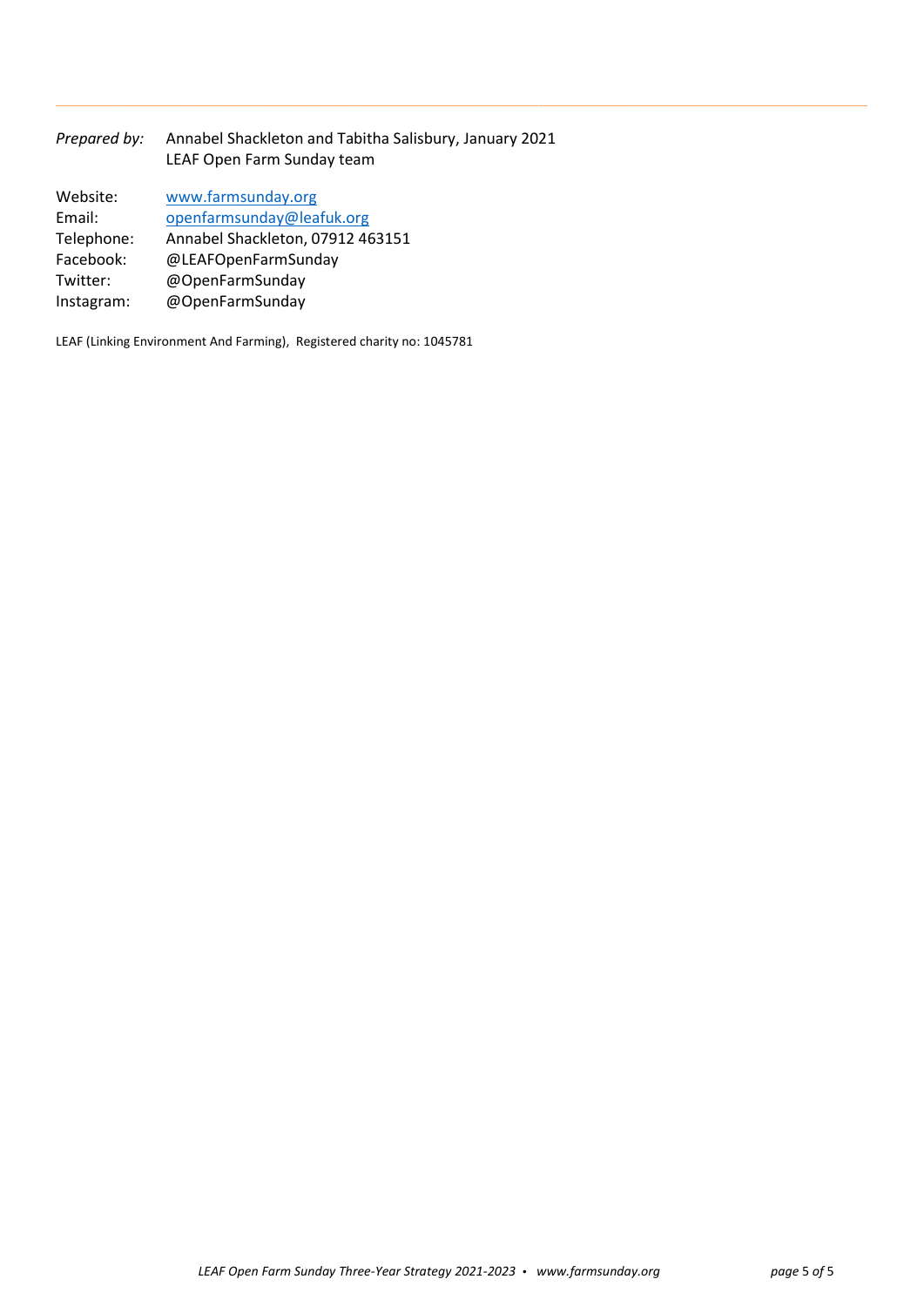*Prepared by:* Annabel Shackleton and Tabitha Salisbury, January 2021
LEAF Open Farm Sunday team

| | |
|---|---|
| Website: | www.farmsunday.org |
| Email: | openfarmsunday@leafuk.org |
| Telephone: | Annabel Shackleton, 07912 463151 |
| Facebook: | @LEAFOpenFarmSunday |
| Twitter: | @OpenFarmSunday |
| Instagram: | @OpenFarmSunday |

LEAF (Linking Environment And Farming), Registered charity no: 1045781